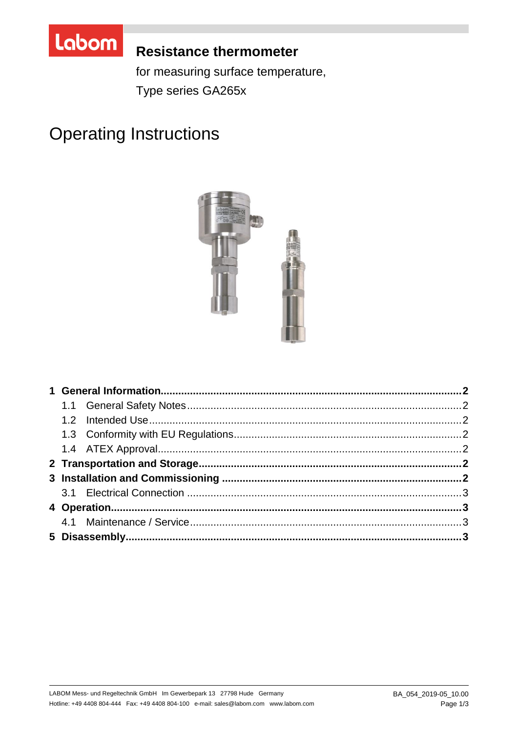# Resistance thermometer

for measuring surface temperature,

Type series GA265x

# Operating Instructions

**1 General Information....2**

1.1 General Safety Notes....2

1.2 Intended Use....2

1.3 Conformity with EU Regulations....2

1.4 ATEX Approval....2

**2 Transportation and Storage....2**

**3 Installation and Commissioning....2**

3.1 Electrical Connection....3

**4 Operation....3**

4.1 Maintenance / Service....3

**5 Disassembly....3**

LABOM Mess- und Regeltechnik GmbH Im Gewerbepark 13 27798 Hude Germany
Hotline: +49 4408 804-444 Fax: +49 4408 804-100 e-mail: sales@labom.com www.labom.com

BA_054_2019-05_10.00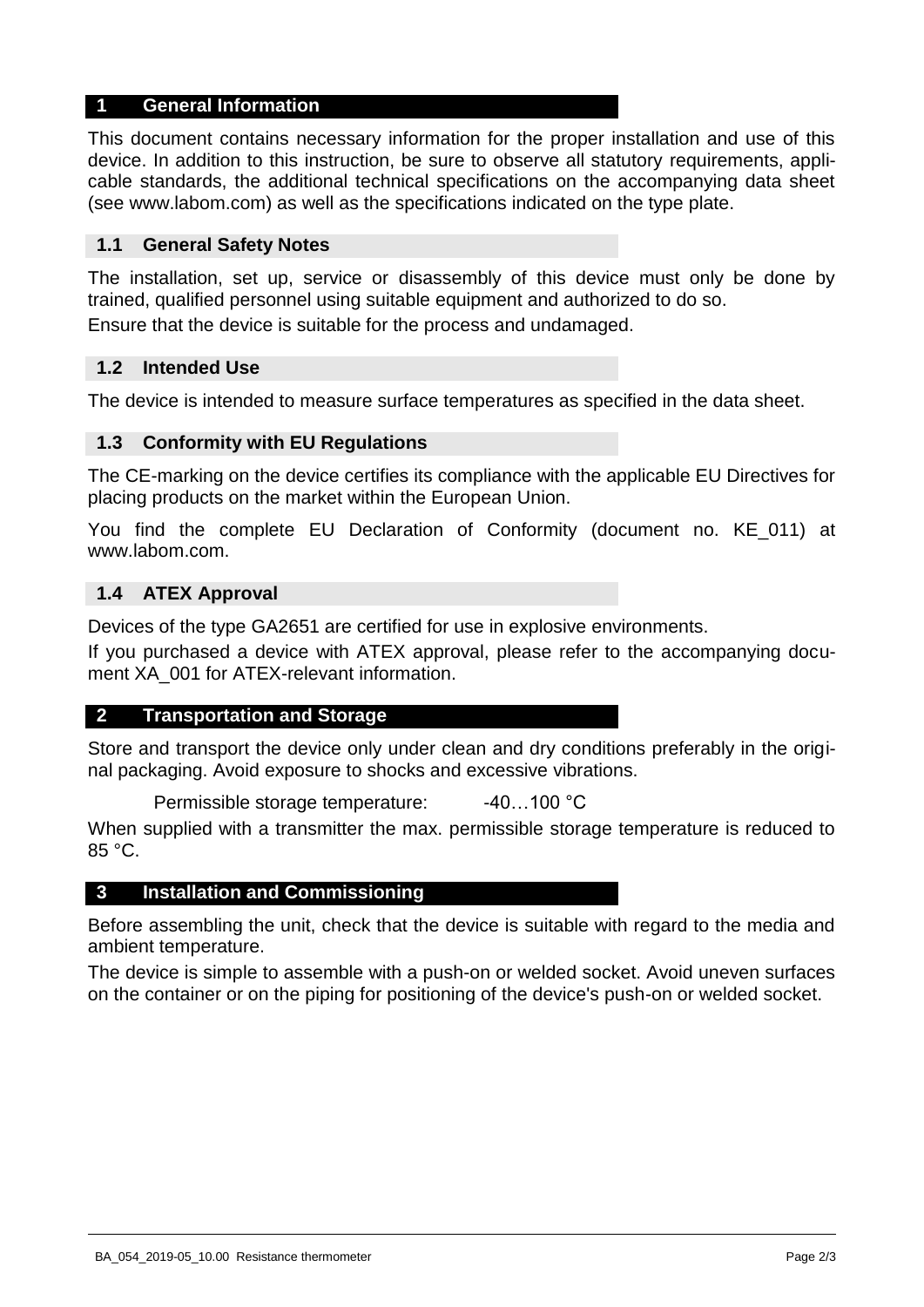# 1 General Information

This document contains necessary information for the proper installation and use of this device. In addition to this instruction, be sure to observe all statutory requirements, applicable standards, the additional technical specifications on the accompanying data sheet (see www.labom.com) as well as the specifications indicated on the type plate.

## 1.1 General Safety Notes

The installation, set up, service or disassembly of this device must only be done by trained, qualified personnel using suitable equipment and authorized to do so.

Ensure that the device is suitable for the process and undamaged.

## 1.2 Intended Use

The device is intended to measure surface temperatures as specified in the data sheet.

## 1.3 Conformity with EU Regulations

The CE-marking on the device certifies its compliance with the applicable EU Directives for placing products on the market within the European Union.

You find the complete EU Declaration of Conformity (document no. KE_011) at www.labom.com.

## 1.4 ATEX Approval

Devices of the type GA2651 are certified for use in explosive environments.

If you purchased a device with ATEX approval, please refer to the accompanying document XA_001 for ATEX-relevant information.

# 2 Transportation and Storage

Store and transport the device only under clean and dry conditions preferably in the original packaging. Avoid exposure to shocks and excessive vibrations.

Permissible storage temperature: -40…100 °C

When supplied with a transmitter the max. permissible storage temperature is reduced to 85 °C.

# 3 Installation and Commissioning

Before assembling the unit, check that the device is suitable with regard to the media and ambient temperature.

The device is simple to assemble with a push-on or welded socket. Avoid uneven surfaces on the container or on the piping for positioning of the device's push-on or welded socket.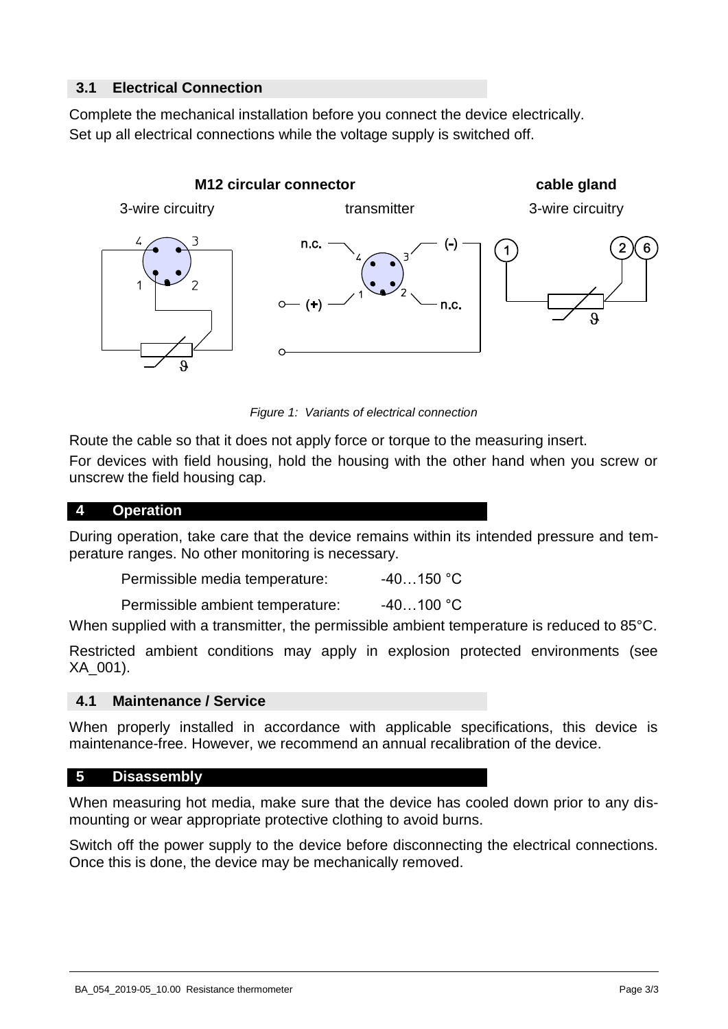## 3.1 Electrical Connection

Complete the mechanical installation before you connect the device electrically.
Set up all electrical connections while the voltage supply is switched off.

M12 circular connector

3-wire circuitry

transmitter

cable gland

3-wire circuitry

*Figure 1: Variants of electrical connection*

Route the cable so that it does not apply force or torque to the measuring insert.

For devices with field housing, hold the housing with the other hand when you screw or unscrew the field housing cap.

# 4 Operation

During operation, take care that the device remains within its intended pressure and temperature ranges. No other monitoring is necessary.

| | |
|---|---|
| Permissible media temperature: | -40…150 °C |
| Permissible ambient temperature: | -40…100 °C |

When supplied with a transmitter, the permissible ambient temperature is reduced to 85°C.

Restricted ambient conditions may apply in explosion protected environments (see XA_001).

## 4.1 Maintenance / Service

When properly installed in accordance with applicable specifications, this device is maintenance-free. However, we recommend an annual recalibration of the device.

# 5 Disassembly

When measuring hot media, make sure that the device has cooled down prior to any dismounting or wear appropriate protective clothing to avoid burns.

Switch off the power supply to the device before disconnecting the electrical connections. Once this is done, the device may be mechanically removed.